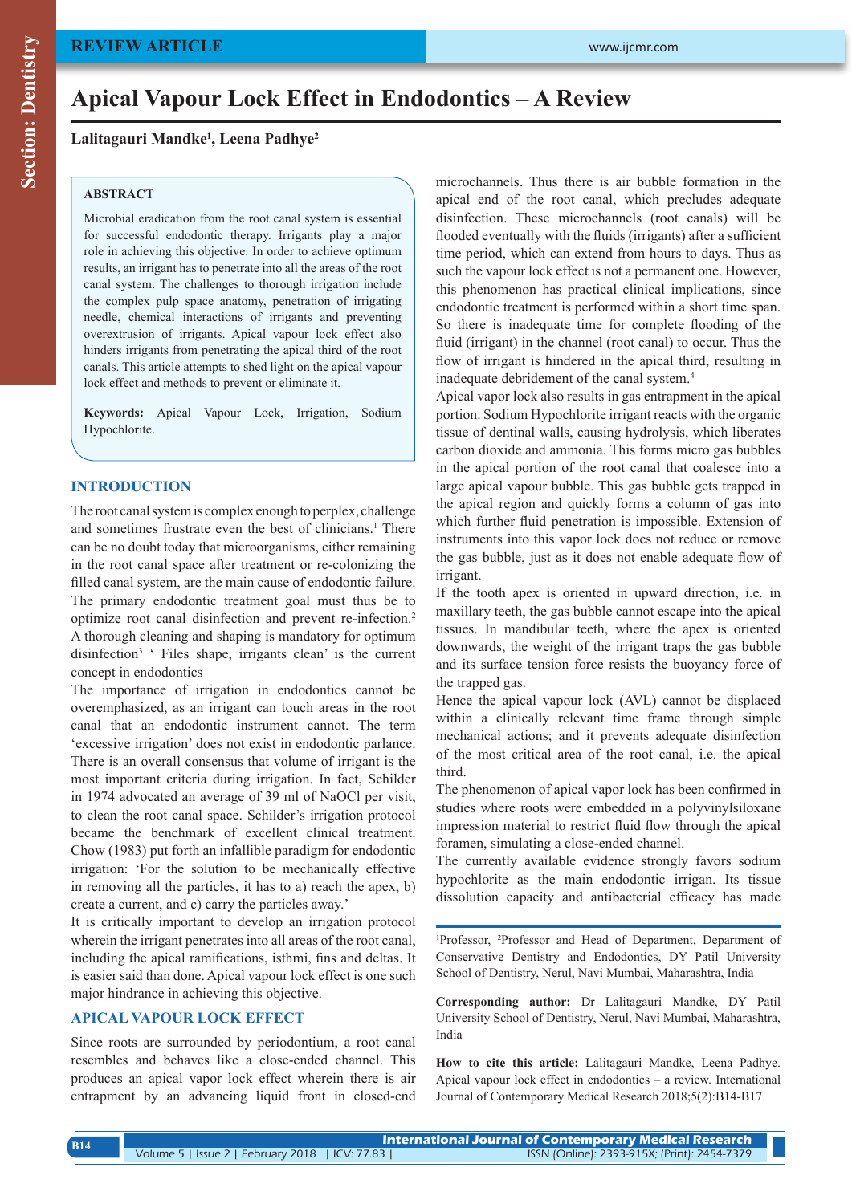# Apical Vapour Lock Effect in Endodontics – A Review

**Lalitagauri Mandke[1], Leena Padhye[2]**

## ABSTRACT

Microbial eradication from the root canal system is essential for successful endodontic therapy. Irrigants play a major role in achieving this objective. In order to achieve optimum results, an irrigant has to penetrate into all the areas of the root canal system. The challenges to thorough irrigation include the complex pulp space anatomy, penetration of irrigating needle, chemical interactions of irrigants and preventing overextrusion of irrigants. Apical vapour lock effect also hinders irrigants from penetrating the apical third of the root canals. This article attempts to shed light on the apical vapour lock effect and methods to prevent or eliminate it.

**Keywords:** Apical Vapour Lock, Irrigation, Sodium Hypochlorite.

## INTRODUCTION

The root canal system is complex enough to perplex, challenge and sometimes frustrate even the best of clinicians.[1] There can be no doubt today that microorganisms, either remaining in the root canal space after treatment or re-colonizing the filled canal system, are the main cause of endodontic failure. The primary endodontic treatment goal must thus be to optimize root canal disinfection and prevent re-infection.[2] A thorough cleaning and shaping is mandatory for optimum disinfection[3] ' Files shape, irrigants clean' is the current concept in endodontics

The importance of irrigation in endodontics cannot be overemphasized, as an irrigant can touch areas in the root canal that an endodontic instrument cannot. The term 'excessive irrigation' does not exist in endodontic parlance. There is an overall consensus that volume of irrigant is the most important criteria during irrigation. In fact, Schilder in 1974 advocated an average of 39 ml of NaOCl per visit, to clean the root canal space. Schilder's irrigation protocol became the benchmark of excellent clinical treatment. Chow (1983) put forth an infallible paradigm for endodontic irrigation: 'For the solution to be mechanically effective in removing all the particles, it has to a) reach the apex, b) create a current, and c) carry the particles away.'

It is critically important to develop an irrigation protocol wherein the irrigant penetrates into all areas of the root canal, including the apical ramifications, isthmi, fins and deltas. It is easier said than done. Apical vapour lock effect is one such major hindrance in achieving this objective.

## APICAL VAPOUR LOCK EFFECT

Since roots are surrounded by periodontium, a root canal resembles and behaves like a close-ended channel. This produces an apical vapor lock effect wherein there is air entrapment by an advancing liquid front in closed-end microchannels. Thus there is air bubble formation in the apical end of the root canal, which precludes adequate disinfection. These microchannels (root canals) will be flooded eventually with the fluids (irrigants) after a sufficient time period, which can extend from hours to days. Thus as such the vapour lock effect is not a permanent one. However, this phenomenon has practical clinical implications, since endodontic treatment is performed within a short time span. So there is inadequate time for complete flooding of the fluid (irrigant) in the channel (root canal) to occur. Thus the flow of irrigant is hindered in the apical third, resulting in inadequate debridement of the canal system.[4]

Apical vapor lock also results in gas entrapment in the apical portion. Sodium Hypochlorite irrigant reacts with the organic tissue of dentinal walls, causing hydrolysis, which liberates carbon dioxide and ammonia. This forms micro gas bubbles in the apical portion of the root canal that coalesce into a large apical vapour bubble. This gas bubble gets trapped in the apical region and quickly forms a column of gas into which further fluid penetration is impossible. Extension of instruments into this vapor lock does not reduce or remove the gas bubble, just as it does not enable adequate flow of irrigant.

If the tooth apex is oriented in upward direction, i.e. in maxillary teeth, the gas bubble cannot escape into the apical tissues. In mandibular teeth, where the apex is oriented downwards, the weight of the irrigant traps the gas bubble and its surface tension force resists the buoyancy force of the trapped gas.

Hence the apical vapour lock (AVL) cannot be displaced within a clinically relevant time frame through simple mechanical actions; and it prevents adequate disinfection of the most critical area of the root canal, i.e. the apical third.

The phenomenon of apical vapor lock has been confirmed in studies where roots were embedded in a polyvinylsiloxane impression material to restrict fluid flow through the apical foramen, simulating a close-ended channel.

The currently available evidence strongly favors sodium hypochlorite as the main endodontic irrigan. Its tissue dissolution capacity and antibacterial efficacy has made

---

[1]Professor, [2]Professor and Head of Department, Department of Conservative Dentistry and Endodontics, DY Patil University School of Dentistry, Nerul, Navi Mumbai, Maharashtra, India

**Corresponding author:** Dr Lalitagauri Mandke, DY Patil University School of Dentistry, Nerul, Navi Mumbai, Maharashtra, India

**How to cite this article:** Lalitagauri Mandke, Leena Padhye. Apical vapour lock effect in endodontics – a review. International Journal of Contemporary Medical Research 2018;5(2):B14-B17.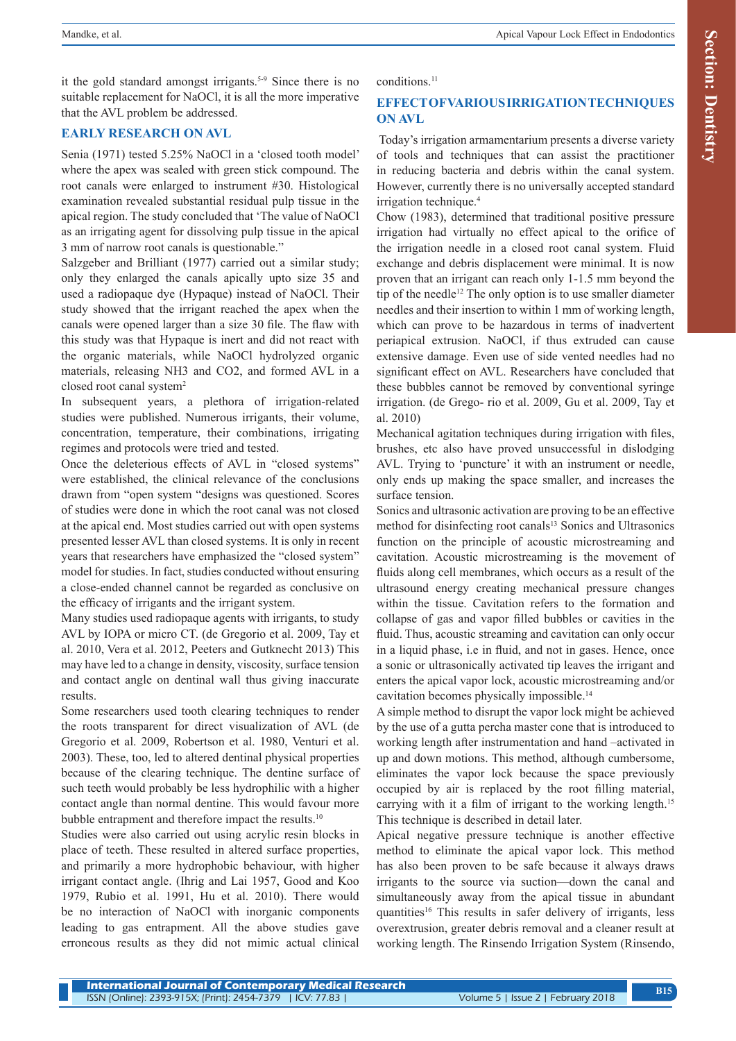it the gold standard amongst irrigants.[5-9] Since there is no suitable replacement for NaOCl, it is all the more imperative that the AVL problem be addressed.

## EARLY RESEARCH ON AVL

Senia (1971) tested 5.25% NaOCl in a 'closed tooth model' where the apex was sealed with green stick compound. The root canals were enlarged to instrument #30. Histological examination revealed substantial residual pulp tissue in the apical region. The study concluded that 'The value of NaOCl as an irrigating agent for dissolving pulp tissue in the apical 3 mm of narrow root canals is questionable."

Salzgeber and Brilliant (1977) carried out a similar study; only they enlarged the canals apically upto size 35 and used a radiopaque dye (Hypaque) instead of NaOCl. Their study showed that the irrigant reached the apex when the canals were opened larger than a size 30 file. The flaw with this study was that Hypaque is inert and did not react with the organic materials, while NaOCl hydrolyzed organic materials, releasing $NH_3$ and $CO_2$, and formed AVL in a closed root canal system[2]

In subsequent years, a plethora of irrigation-related studies were published. Numerous irrigants, their volume, concentration, temperature, their combinations, irrigating regimes and protocols were tried and tested.

Once the deleterious effects of AVL in "closed systems" were established, the clinical relevance of the conclusions drawn from "open system "designs was questioned. Scores of studies were done in which the root canal was not closed at the apical end. Most studies carried out with open systems presented lesser AVL than closed systems. It is only in recent years that researchers have emphasized the "closed system" model for studies. In fact, studies conducted without ensuring a close-ended channel cannot be regarded as conclusive on the efficacy of irrigants and the irrigant system.

Many studies used radiopaque agents with irrigants, to study AVL by IOPA or micro CT. (de Gregorio et al. 2009, Tay et al. 2010, Vera et al. 2012, Peeters and Gutknecht 2013) This may have led to a change in density, viscosity, surface tension and contact angle on dentinal wall thus giving inaccurate results.

Some researchers used tooth clearing techniques to render the roots transparent for direct visualization of AVL (de Gregorio et al. 2009, Robertson et al. 1980, Venturi et al. 2003). These, too, led to altered dentinal physical properties because of the clearing technique. The dentine surface of such teeth would probably be less hydrophilic with a higher contact angle than normal dentine. This would favour more bubble entrapment and therefore impact the results.[10]

Studies were also carried out using acrylic resin blocks in place of teeth. These resulted in altered surface properties, and primarily a more hydrophobic behaviour, with higher irrigant contact angle. (Ihrig and Lai 1957, Good and Koo 1979, Rubio et al. 1991, Hu et al. 2010). There would be no interaction of NaOCl with inorganic components leading to gas entrapment. All the above studies gave erroneous results as they did not mimic actual clinical conditions.[11]

## EFFECT OF VARIOUS IRRIGATION TECHNIQUES ON AVL

Today's irrigation armamentarium presents a diverse variety of tools and techniques that can assist the practitioner in reducing bacteria and debris within the canal system. However, currently there is no universally accepted standard irrigation technique.[4]

Chow (1983), determined that traditional positive pressure irrigation had virtually no effect apical to the orifice of the irrigation needle in a closed root canal system. Fluid exchange and debris displacement were minimal. It is now proven that an irrigant can reach only 1-1.5 mm beyond the tip of the needle[12] The only option is to use smaller diameter needles and their insertion to within 1 mm of working length, which can prove to be hazardous in terms of inadvertent periapical extrusion. NaOCl, if thus extruded can cause extensive damage. Even use of side vented needles had no significant effect on AVL. Researchers have concluded that these bubbles cannot be removed by conventional syringe irrigation. (de Grego- rio et al. 2009, Gu et al. 2009, Tay et al. 2010)

Mechanical agitation techniques during irrigation with files, brushes, etc also have proved unsuccessful in dislodging AVL. Trying to 'puncture' it with an instrument or needle, only ends up making the space smaller, and increases the surface tension.

Sonics and ultrasonic activation are proving to be an effective method for disinfecting root canals[13] Sonics and Ultrasonics function on the principle of acoustic microstreaming and cavitation. Acoustic microstreaming is the movement of fluids along cell membranes, which occurs as a result of the ultrasound energy creating mechanical pressure changes within the tissue. Cavitation refers to the formation and collapse of gas and vapor filled bubbles or cavities in the fluid. Thus, acoustic streaming and cavitation can only occur in a liquid phase, i.e in fluid, and not in gases. Hence, once a sonic or ultrasonically activated tip leaves the irrigant and enters the apical vapor lock, acoustic microstreaming and/or cavitation becomes physically impossible.[14]

A simple method to disrupt the vapor lock might be achieved by the use of a gutta percha master cone that is introduced to working length after instrumentation and hand –activated in up and down motions. This method, although cumbersome, eliminates the vapor lock because the space previously occupied by air is replaced by the root filling material, carrying with it a film of irrigant to the working length.[15] This technique is described in detail later.

Apical negative pressure technique is another effective method to eliminate the apical vapor lock. This method has also been proven to be safe because it always draws irrigants to the source via suction—down the canal and simultaneously away from the apical tissue in abundant quantities[16] This results in safer delivery of irrigants, less overextrusion, greater debris removal and a cleaner result at working length. The Rinsendo Irrigation System (Rinsendo,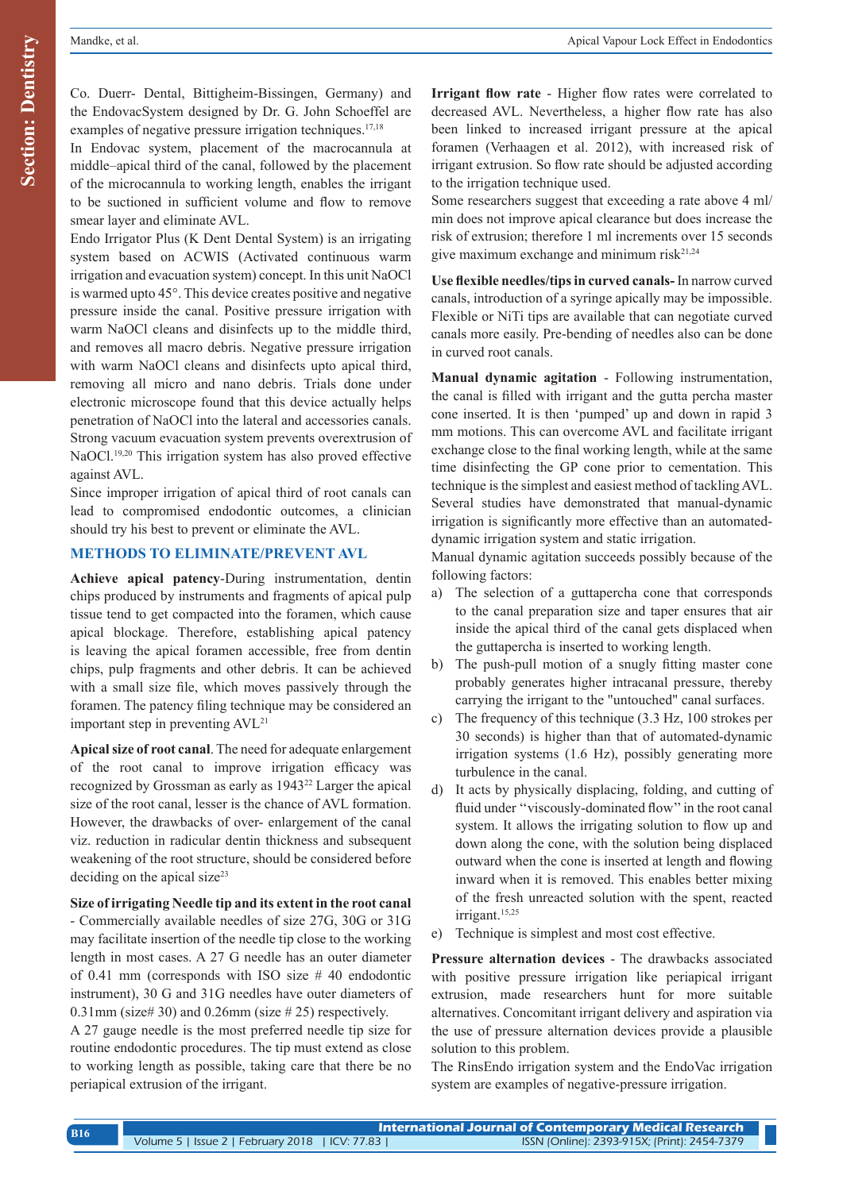Co. Duerr- Dental, Bittigheim-Bissingen, Germany) and the EndovacSystem designed by Dr. G. John Schoeffel are examples of negative pressure irrigation techniques.[17,18]

In Endovac system, placement of the macrocannula at middle–apical third of the canal, followed by the placement of the microcannula to working length, enables the irrigant to be suctioned in sufficient volume and flow to remove smear layer and eliminate AVL.

Endo Irrigator Plus (K Dent Dental System) is an irrigating system based on ACWIS (Activated continuous warm irrigation and evacuation system) concept. In this unit NaOCl is warmed upto 45°. This device creates positive and negative pressure inside the canal. Positive pressure irrigation with warm NaOCl cleans and disinfects up to the middle third, and removes all macro debris. Negative pressure irrigation with warm NaOCl cleans and disinfects upto apical third, removing all micro and nano debris. Trials done under electronic microscope found that this device actually helps penetration of NaOCl into the lateral and accessories canals. Strong vacuum evacuation system prevents overextrusion of NaOCl.[19,20] This irrigation system has also proved effective against AVL.

Since improper irrigation of apical third of root canals can lead to compromised endodontic outcomes, a clinician should try his best to prevent or eliminate the AVL.

## METHODS TO ELIMINATE/PREVENT AVL

**Achieve apical patency**-During instrumentation, dentin chips produced by instruments and fragments of apical pulp tissue tend to get compacted into the foramen, which cause apical blockage. Therefore, establishing apical patency is leaving the apical foramen accessible, free from dentin chips, pulp fragments and other debris. It can be achieved with a small size file, which moves passively through the foramen. The patency filing technique may be considered an important step in preventing AVL[21]

**Apical size of root canal**. The need for adequate enlargement of the root canal to improve irrigation efficacy was recognized by Grossman as early as 1943[22] Larger the apical size of the root canal, lesser is the chance of AVL formation. However, the drawbacks of over- enlargement of the canal viz. reduction in radicular dentin thickness and subsequent weakening of the root structure, should be considered before deciding on the apical size[23]

**Size of irrigating Needle tip and its extent in the root canal** - Commercially available needles of size 27G, 30G or 31G may facilitate insertion of the needle tip close to the working length in most cases. A 27 G needle has an outer diameter of 0.41 mm (corresponds with ISO size # 40 endodontic instrument), 30 G and 31G needles have outer diameters of 0.31mm (size# 30) and 0.26mm (size # 25) respectively.

A 27 gauge needle is the most preferred needle tip size for routine endodontic procedures. The tip must extend as close to working length as possible, taking care that there be no periapical extrusion of the irrigant.

**Irrigant flow rate** - Higher flow rates were correlated to decreased AVL. Nevertheless, a higher flow rate has also been linked to increased irrigant pressure at the apical foramen (Verhaagen et al. 2012), with increased risk of irrigant extrusion. So flow rate should be adjusted according to the irrigation technique used.

Some researchers suggest that exceeding a rate above 4 ml/min does not improve apical clearance but does increase the risk of extrusion; therefore 1 ml increments over 15 seconds give maximum exchange and minimum risk[21,24]

**Use flexible needles/tips in curved canals-** In narrow curved canals, introduction of a syringe apically may be impossible. Flexible or NiTi tips are available that can negotiate curved canals more easily. Pre-bending of needles also can be done in curved root canals.

**Manual dynamic agitation** - Following instrumentation, the canal is filled with irrigant and the gutta percha master cone inserted. It is then 'pumped' up and down in rapid 3 mm motions. This can overcome AVL and facilitate irrigant exchange close to the final working length, while at the same time disinfecting the GP cone prior to cementation. This technique is the simplest and easiest method of tackling AVL. Several studies have demonstrated that manual-dynamic irrigation is significantly more effective than an automated-dynamic irrigation system and static irrigation.

Manual dynamic agitation succeeds possibly because of the following factors:

a) The selection of a guttapercha cone that corresponds to the canal preparation size and taper ensures that air inside the apical third of the canal gets displaced when the guttapercha is inserted to working length.
b) The push-pull motion of a snugly fitting master cone probably generates higher intracanal pressure, thereby carrying the irrigant to the "untouched" canal surfaces.
c) The frequency of this technique (3.3 Hz, 100 strokes per 30 seconds) is higher than that of automated-dynamic irrigation systems (1.6 Hz), possibly generating more turbulence in the canal.
d) It acts by physically displacing, folding, and cutting of fluid under "viscously-dominated flow" in the root canal system. It allows the irrigating solution to flow up and down along the cone, with the solution being displaced outward when the cone is inserted at length and flowing inward when it is removed. This enables better mixing of the fresh unreacted solution with the spent, reacted irrigant.[15,25]
e) Technique is simplest and most cost effective.

**Pressure alternation devices** - The drawbacks associated with positive pressure irrigation like periapical irrigant extrusion, made researchers hunt for more suitable alternatives. Concomitant irrigant delivery and aspiration via the use of pressure alternation devices provide a plausible solution to this problem.

The RinsEndo irrigation system and the EndoVac irrigation system are examples of negative-pressure irrigation.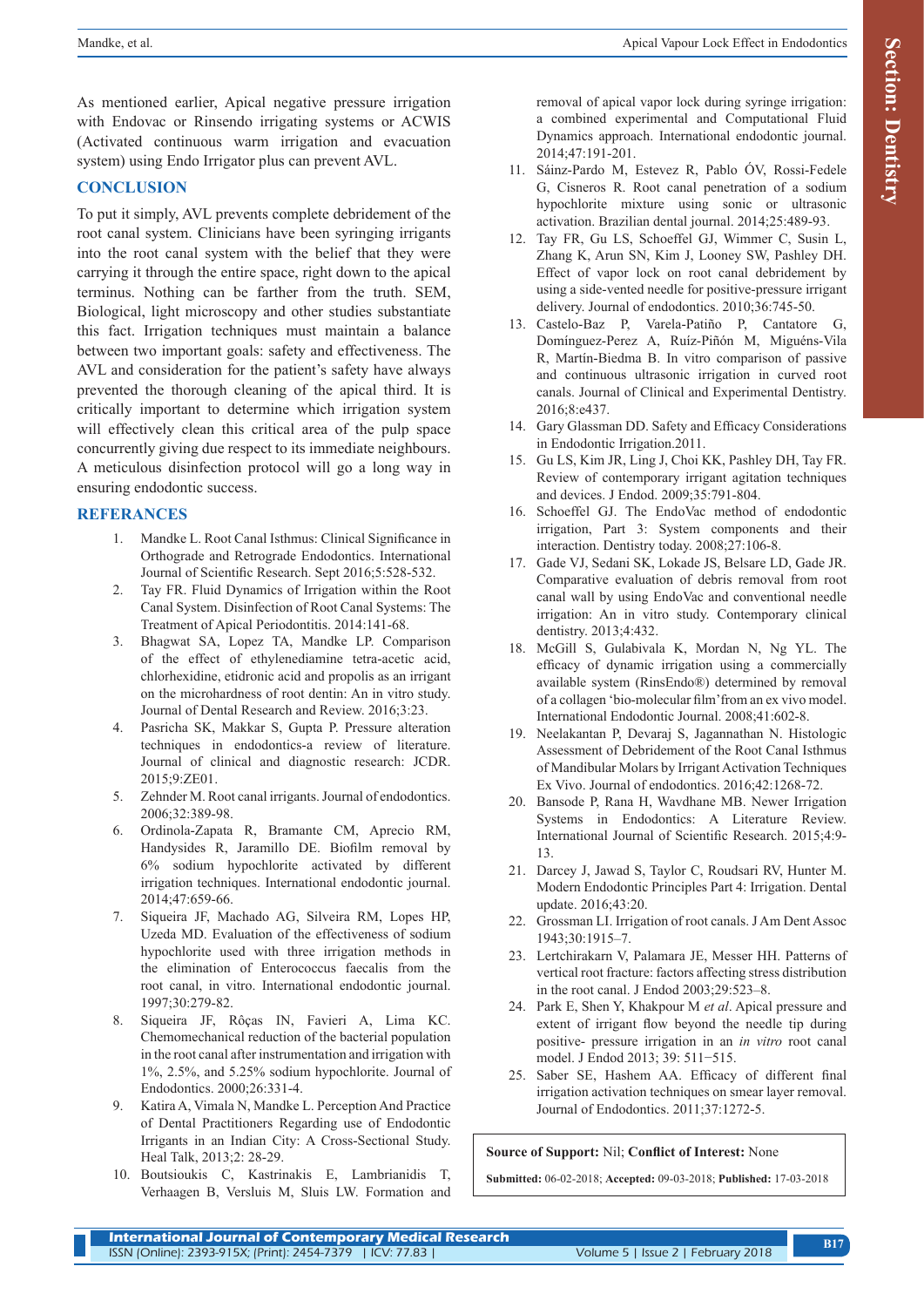As mentioned earlier, Apical negative pressure irrigation with Endovac or Rinsendo irrigating systems or ACWIS (Activated continuous warm irrigation and evacuation system) using Endo Irrigator plus can prevent AVL.

## CONCLUSION

To put it simply, AVL prevents complete debridement of the root canal system. Clinicians have been syringing irrigants into the root canal system with the belief that they were carrying it through the entire space, right down to the apical terminus. Nothing can be farther from the truth. SEM, Biological, light microscopy and other studies substantiate this fact. Irrigation techniques must maintain a balance between two important goals: safety and effectiveness. The AVL and consideration for the patient's safety have always prevented the thorough cleaning of the apical third. It is critically important to determine which irrigation system will effectively clean this critical area of the pulp space concurrently giving due respect to its immediate neighbours. A meticulous disinfection protocol will go a long way in ensuring endodontic success.

## REFERANCES

1. Mandke L. Root Canal Isthmus: Clinical Significance in Orthograde and Retrograde Endodontics. International Journal of Scientific Research. Sept 2016;5:528-532.
2. Tay FR. Fluid Dynamics of Irrigation within the Root Canal System. Disinfection of Root Canal Systems: The Treatment of Apical Periodontitis. 2014:141-68.
3. Bhagwat SA, Lopez TA, Mandke LP. Comparison of the effect of ethylenediamine tetra-acetic acid, chlorhexidine, etidronic acid and propolis as an irrigant on the microhardness of root dentin: An in vitro study. Journal of Dental Research and Review. 2016;3:23.
4. Pasricha SK, Makkar S, Gupta P. Pressure alteration techniques in endodontics-a review of literature. Journal of clinical and diagnostic research: JCDR. 2015;9:ZE01.
5. Zehnder M. Root canal irrigants. Journal of endodontics. 2006;32:389-98.
6. Ordinola-Zapata R, Bramante CM, Aprecio RM, Handysides R, Jaramillo DE. Biofilm removal by 6% sodium hypochlorite activated by different irrigation techniques. International endodontic journal. 2014;47:659-66.
7. Siqueira JF, Machado AG, Silveira RM, Lopes HP, Uzeda MD. Evaluation of the effectiveness of sodium hypochlorite used with three irrigation methods in the elimination of Enterococcus faecalis from the root canal, in vitro. International endodontic journal. 1997;30:279-82.
8. Siqueira JF, Rôças IN, Favieri A, Lima KC. Chemomechanical reduction of the bacterial population in the root canal after instrumentation and irrigation with 1%, 2.5%, and 5.25% sodium hypochlorite. Journal of Endodontics. 2000;26:331-4.
9. Katira A, Vimala N, Mandke L. Perception And Practice of Dental Practitioners Regarding use of Endodontic Irrigants in an Indian City: A Cross-Sectional Study. Heal Talk, 2013;2: 28-29.
10. Boutsioukis C, Kastrinakis E, Lambrianidis T, Verhaagen B, Versluis M, Sluis LW. Formation and removal of apical vapor lock during syringe irrigation: a combined experimental and Computational Fluid Dynamics approach. International endodontic journal. 2014;47:191-201.
11. Sáinz-Pardo M, Estevez R, Pablo ÓV, Rossi-Fedele G, Cisneros R. Root canal penetration of a sodium hypochlorite mixture using sonic or ultrasonic activation. Brazilian dental journal. 2014;25:489-93.
12. Tay FR, Gu LS, Schoeffel GJ, Wimmer C, Susin L, Zhang K, Arun SN, Kim J, Looney SW, Pashley DH. Effect of vapor lock on root canal debridement by using a side-vented needle for positive-pressure irrigant delivery. Journal of endodontics. 2010;36:745-50.
13. Castelo-Baz P, Varela-Patiño P, Cantatore G, Domínguez-Perez A, Ruíz-Piñón M, Miguéns-Vila R, Martín-Biedma B. In vitro comparison of passive and continuous ultrasonic irrigation in curved root canals. Journal of Clinical and Experimental Dentistry. 2016;8:e437.
14. Gary Glassman DD. Safety and Efficacy Considerations in Endodontic Irrigation.2011.
15. Gu LS, Kim JR, Ling J, Choi KK, Pashley DH, Tay FR. Review of contemporary irrigant agitation techniques and devices. J Endod. 2009;35:791-804.
16. Schoeffel GJ. The EndoVac method of endodontic irrigation, Part 3: System components and their interaction. Dentistry today. 2008;27:106-8.
17. Gade VJ, Sedani SK, Lokade JS, Belsare LD, Gade JR. Comparative evaluation of debris removal from root canal wall by using EndoVac and conventional needle irrigation: An in vitro study. Contemporary clinical dentistry. 2013;4:432.
18. McGill S, Gulabivala K, Mordan N, Ng YL. The efficacy of dynamic irrigation using a commercially available system (RinsEndo®) determined by removal of a collagen 'bio-molecular film' from an ex vivo model. International Endodontic Journal. 2008;41:602-8.
19. Neelakantan P, Devaraj S, Jagannathan N. Histologic Assessment of Debridement of the Root Canal Isthmus of Mandibular Molars by Irrigant Activation Techniques Ex Vivo. Journal of endodontics. 2016;42:1268-72.
20. Bansode P, Rana H, Wavdhane MB. Newer Irrigation Systems in Endodontics: A Literature Review. International Journal of Scientific Research. 2015;4:9-13.
21. Darcey J, Jawad S, Taylor C, Roudsari RV, Hunter M. Modern Endodontic Principles Part 4: Irrigation. Dental update. 2016;43:20.
22. Grossman LI. Irrigation of root canals. J Am Dent Assoc 1943;30:1915–7.
23. Lertchirakarn V, Palamara JE, Messer HH. Patterns of vertical root fracture: factors affecting stress distribution in the root canal. J Endod 2003;29:523–8.
24. Park E, Shen Y, Khakpour M *et al*. Apical pressure and extent of irrigant flow beyond the needle tip during positive- pressure irrigation in an *in vitro* root canal model. J Endod 2013; 39: 511−515.
25. Saber SE, Hashem AA. Efficacy of different final irrigation activation techniques on smear layer removal. Journal of Endodontics. 2011;37:1272-5.

**Source of Support:** Nil; **Conflict of Interest:** None

**Submitted:** 06-02-2018; **Accepted:** 09-03-2018; **Published:** 17-03-2018